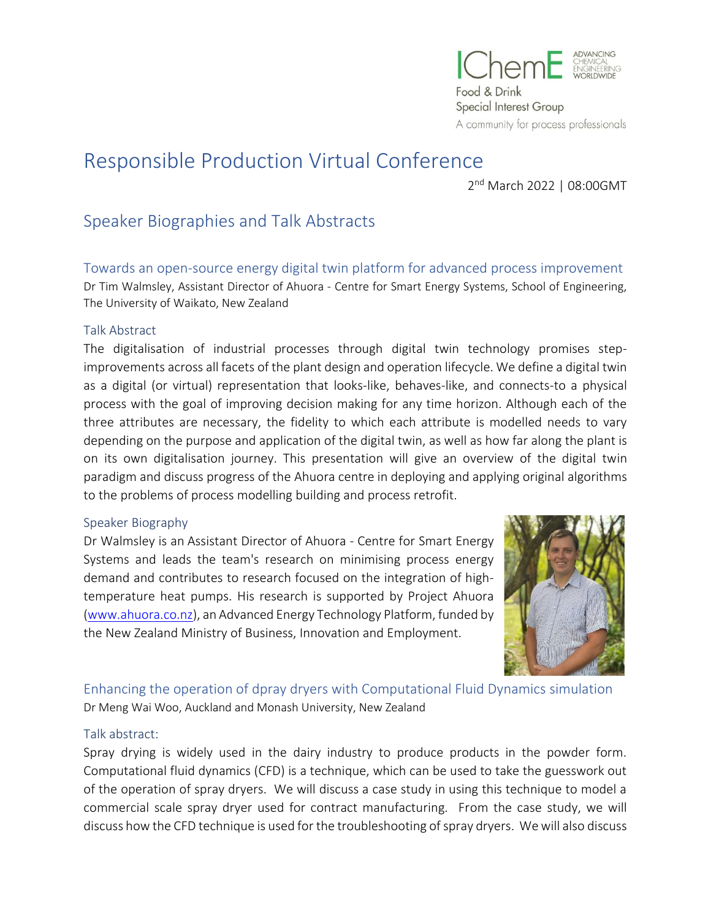IChemE ADVANCING CHEMICAL ENGINEERING WORLDWIDE
Food & Drink
Special Interest Group
A community for process professionals

# Responsible Production Virtual Conference

2nd March 2022 | 08:00GMT

## Speaker Biographies and Talk Abstracts

### Towards an open-source energy digital twin platform for advanced process improvement

Dr Tim Walmsley, Assistant Director of Ahuora - Centre for Smart Energy Systems, School of Engineering, The University of Waikato, New Zealand

#### Talk Abstract

The digitalisation of industrial processes through digital twin technology promises step-improvements across all facets of the plant design and operation lifecycle. We define a digital twin as a digital (or virtual) representation that looks-like, behaves-like, and connects-to a physical process with the goal of improving decision making for any time horizon. Although each of the three attributes are necessary, the fidelity to which each attribute is modelled needs to vary depending on the purpose and application of the digital twin, as well as how far along the plant is on its own digitalisation journey. This presentation will give an overview of the digital twin paradigm and discuss progress of the Ahuora centre in deploying and applying original algorithms to the problems of process modelling building and process retrofit.

#### Speaker Biography

Dr Walmsley is an Assistant Director of Ahuora - Centre for Smart Energy Systems and leads the team's research on minimising process energy demand and contributes to research focused on the integration of high-temperature heat pumps. His research is supported by Project Ahuora (www.ahuora.co.nz), an Advanced Energy Technology Platform, funded by the New Zealand Ministry of Business, Innovation and Employment.

### Enhancing the operation of dpray dryers with Computational Fluid Dynamics simulation

Dr Meng Wai Woo, Auckland and Monash University, New Zealand

#### Talk abstract:

Spray drying is widely used in the dairy industry to produce products in the powder form. Computational fluid dynamics (CFD) is a technique, which can be used to take the guesswork out of the operation of spray dryers. We will discuss a case study in using this technique to model a commercial scale spray dryer used for contract manufacturing. From the case study, we will discuss how the CFD technique is used for the troubleshooting of spray dryers. We will also discuss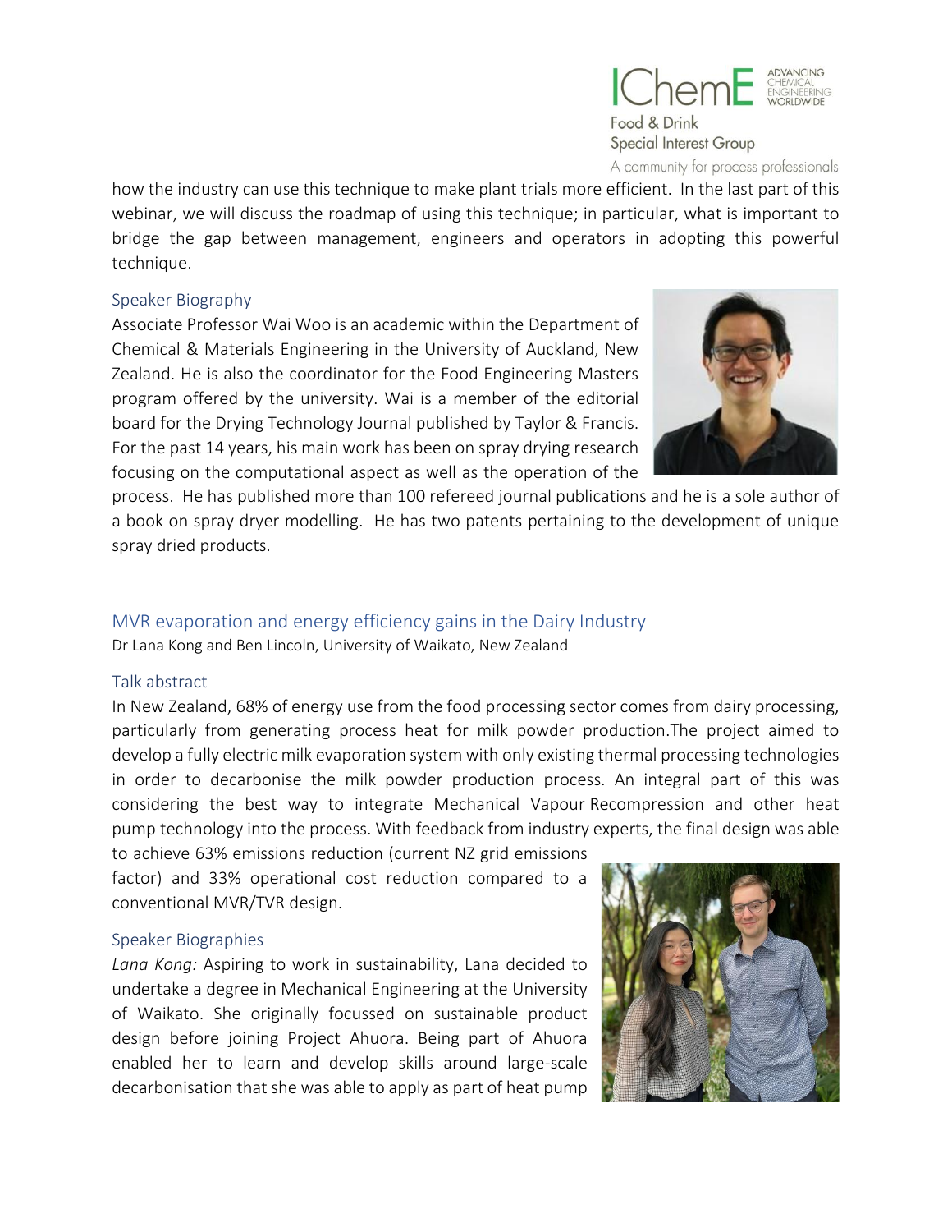how the industry can use this technique to make plant trials more efficient. In the last part of this webinar, we will discuss the roadmap of using this technique; in particular, what is important to bridge the gap between management, engineers and operators in adopting this powerful technique.

### Speaker Biography

Associate Professor Wai Woo is an academic within the Department of Chemical & Materials Engineering in the University of Auckland, New Zealand. He is also the coordinator for the Food Engineering Masters program offered by the university. Wai is a member of the editorial board for the Drying Technology Journal published by Taylor & Francis. For the past 14 years, his main work has been on spray drying research focusing on the computational aspect as well as the operation of the process. He has published more than 100 refereed journal publications and he is a sole author of a book on spray dryer modelling. He has two patents pertaining to the development of unique spray dried products.

## MVR evaporation and energy efficiency gains in the Dairy Industry

Dr Lana Kong and Ben Lincoln, University of Waikato, New Zealand

### Talk abstract

In New Zealand, 68% of energy use from the food processing sector comes from dairy processing, particularly from generating process heat for milk powder production.The project aimed to develop a fully electric milk evaporation system with only existing thermal processing technologies in order to decarbonise the milk powder production process. An integral part of this was considering the best way to integrate Mechanical Vapour Recompression and other heat pump technology into the process. With feedback from industry experts, the final design was able to achieve 63% emissions reduction (current NZ grid emissions factor) and 33% operational cost reduction compared to a conventional MVR/TVR design.

### Speaker Biographies

*Lana Kong:* Aspiring to work in sustainability, Lana decided to undertake a degree in Mechanical Engineering at the University of Waikato. She originally focussed on sustainable product design before joining Project Ahuora. Being part of Ahuora enabled her to learn and develop skills around large-scale decarbonisation that she was able to apply as part of heat pump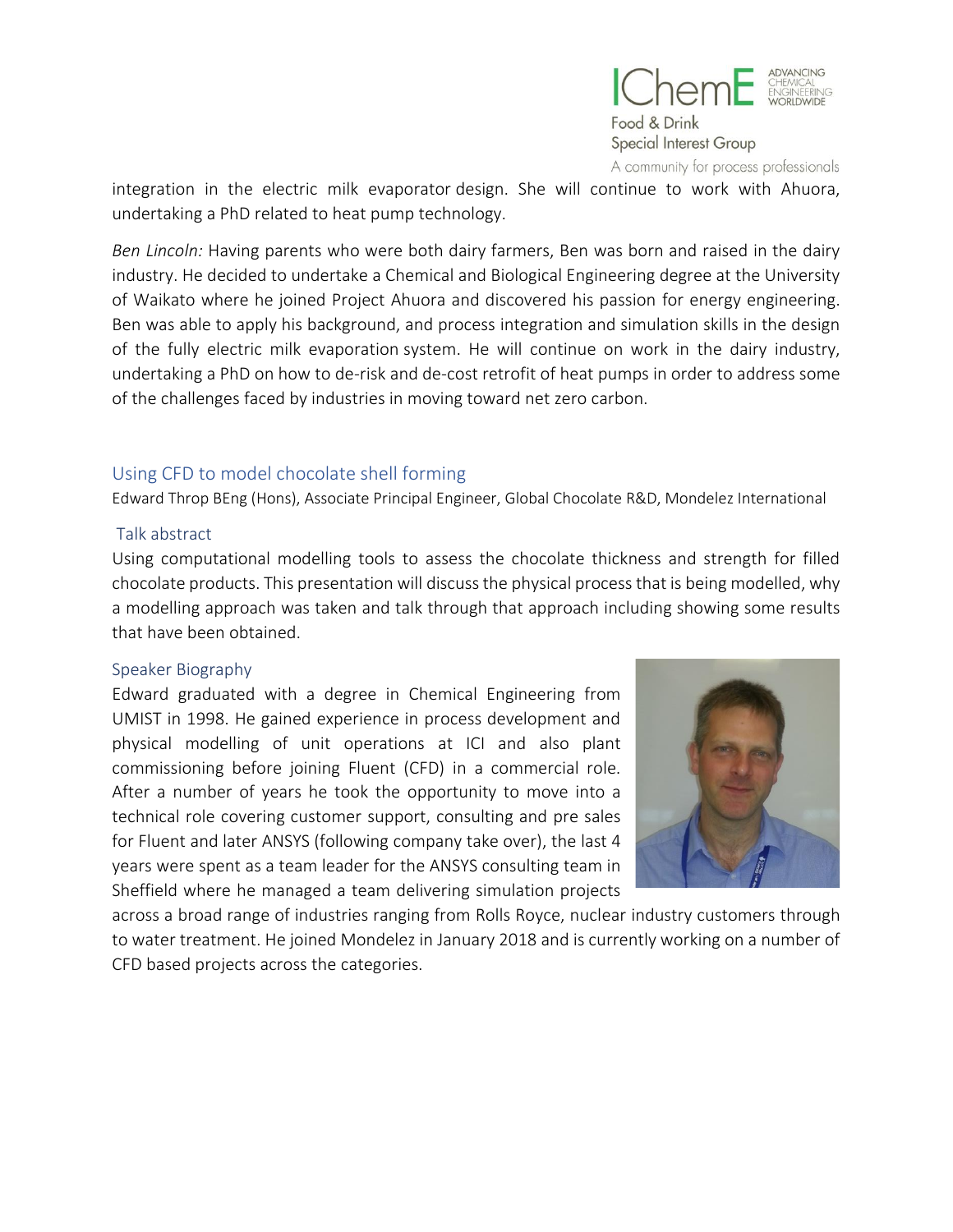integration in the electric milk evaporator design. She will continue to work with Ahuora, undertaking a PhD related to heat pump technology.

*Ben Lincoln:* Having parents who were both dairy farmers, Ben was born and raised in the dairy industry. He decided to undertake a Chemical and Biological Engineering degree at the University of Waikato where he joined Project Ahuora and discovered his passion for energy engineering. Ben was able to apply his background, and process integration and simulation skills in the design of the fully electric milk evaporation system. He will continue on work in the dairy industry, undertaking a PhD on how to de-risk and de-cost retrofit of heat pumps in order to address some of the challenges faced by industries in moving toward net zero carbon.

## Using CFD to model chocolate shell forming

Edward Throp BEng (Hons), Associate Principal Engineer, Global Chocolate R&D, Mondelez International

### Talk abstract

Using computational modelling tools to assess the chocolate thickness and strength for filled chocolate products. This presentation will discuss the physical process that is being modelled, why a modelling approach was taken and talk through that approach including showing some results that have been obtained.

### Speaker Biography

Edward graduated with a degree in Chemical Engineering from UMIST in 1998. He gained experience in process development and physical modelling of unit operations at ICI and also plant commissioning before joining Fluent (CFD) in a commercial role. After a number of years he took the opportunity to move into a technical role covering customer support, consulting and pre sales for Fluent and later ANSYS (following company take over), the last 4 years were spent as a team leader for the ANSYS consulting team in Sheffield where he managed a team delivering simulation projects across a broad range of industries ranging from Rolls Royce, nuclear industry customers through to water treatment. He joined Mondelez in January 2018 and is currently working on a number of CFD based projects across the categories.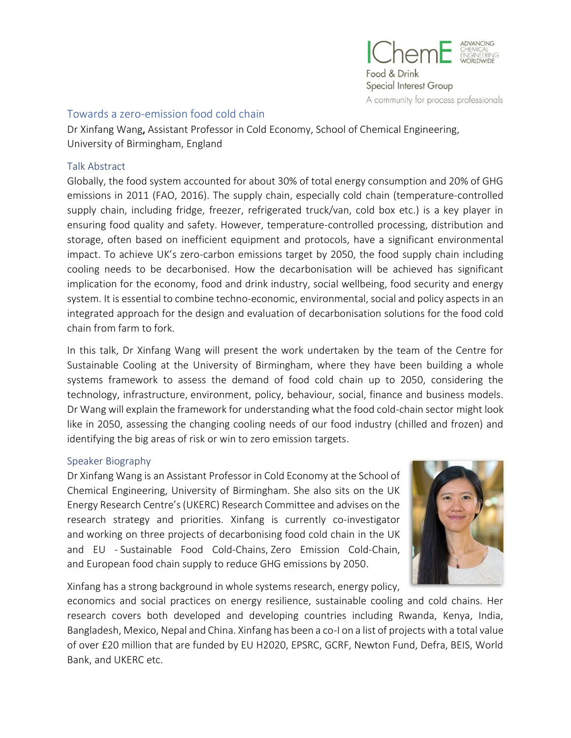## Towards a zero-emission food cold chain

Dr Xinfang Wang**,** Assistant Professor in Cold Economy, School of Chemical Engineering, University of Birmingham, England

### Talk Abstract

Globally, the food system accounted for about 30% of total energy consumption and 20% of GHG emissions in 2011 (FAO, 2016). The supply chain, especially cold chain (temperature-controlled supply chain, including fridge, freezer, refrigerated truck/van, cold box etc.) is a key player in ensuring food quality and safety. However, temperature-controlled processing, distribution and storage, often based on inefficient equipment and protocols, have a significant environmental impact. To achieve UK's zero-carbon emissions target by 2050, the food supply chain including cooling needs to be decarbonised. How the decarbonisation will be achieved has significant implication for the economy, food and drink industry, social wellbeing, food security and energy system. It is essential to combine techno-economic, environmental, social and policy aspects in an integrated approach for the design and evaluation of decarbonisation solutions for the food cold chain from farm to fork.

In this talk, Dr Xinfang Wang will present the work undertaken by the team of the Centre for Sustainable Cooling at the University of Birmingham, where they have been building a whole systems framework to assess the demand of food cold chain up to 2050, considering the technology, infrastructure, environment, policy, behaviour, social, finance and business models. Dr Wang will explain the framework for understanding what the food cold-chain sector might look like in 2050, assessing the changing cooling needs of our food industry (chilled and frozen) and identifying the big areas of risk or win to zero emission targets.

### Speaker Biography

Dr Xinfang Wang is an Assistant Professor in Cold Economy at the School of Chemical Engineering, University of Birmingham. She also sits on the UK Energy Research Centre's (UKERC) Research Committee and advises on the research strategy and priorities. Xinfang is currently co-investigator and working on three projects of decarbonising food cold chain in the UK and EU - Sustainable Food Cold-Chains, Zero Emission Cold-Chain, and European food chain supply to reduce GHG emissions by 2050.

Xinfang has a strong background in whole systems research, energy policy, economics and social practices on energy resilience, sustainable cooling and cold chains. Her research covers both developed and developing countries including Rwanda, Kenya, India, Bangladesh, Mexico, Nepal and China. Xinfang has been a co-I on a list of projects with a total value of over £20 million that are funded by EU H2020, EPSRC, GCRF, Newton Fund, Defra, BEIS, World Bank, and UKERC etc.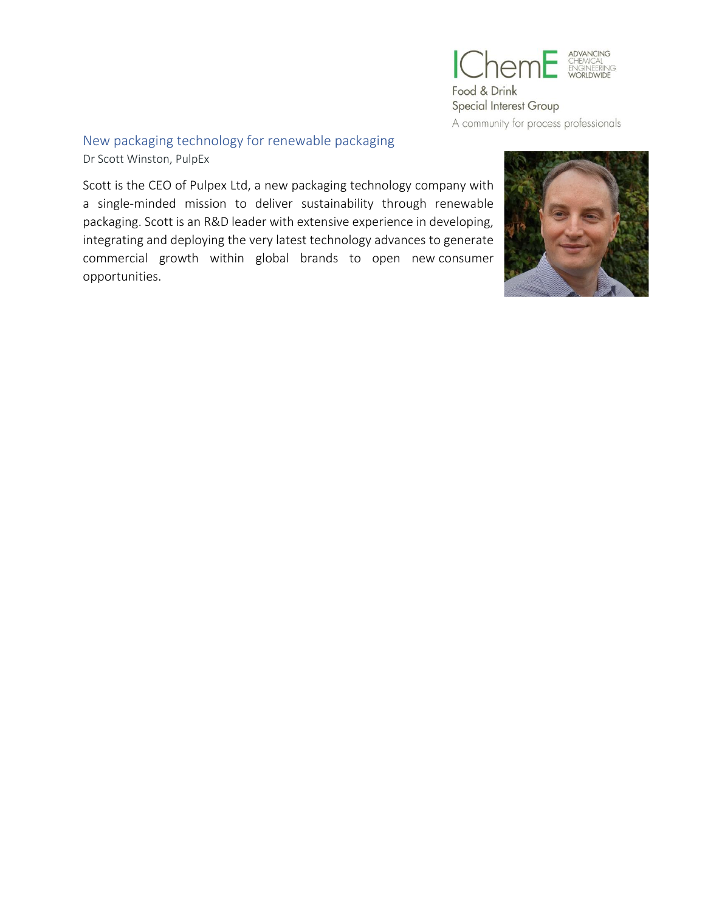## New packaging technology for renewable packaging

Dr Scott Winston, PulpEx

Scott is the CEO of Pulpex Ltd, a new packaging technology company with a single-minded mission to deliver sustainability through renewable packaging. Scott is an R&D leader with extensive experience in developing, integrating and deploying the very latest technology advances to generate commercial growth within global brands to open new consumer opportunities.